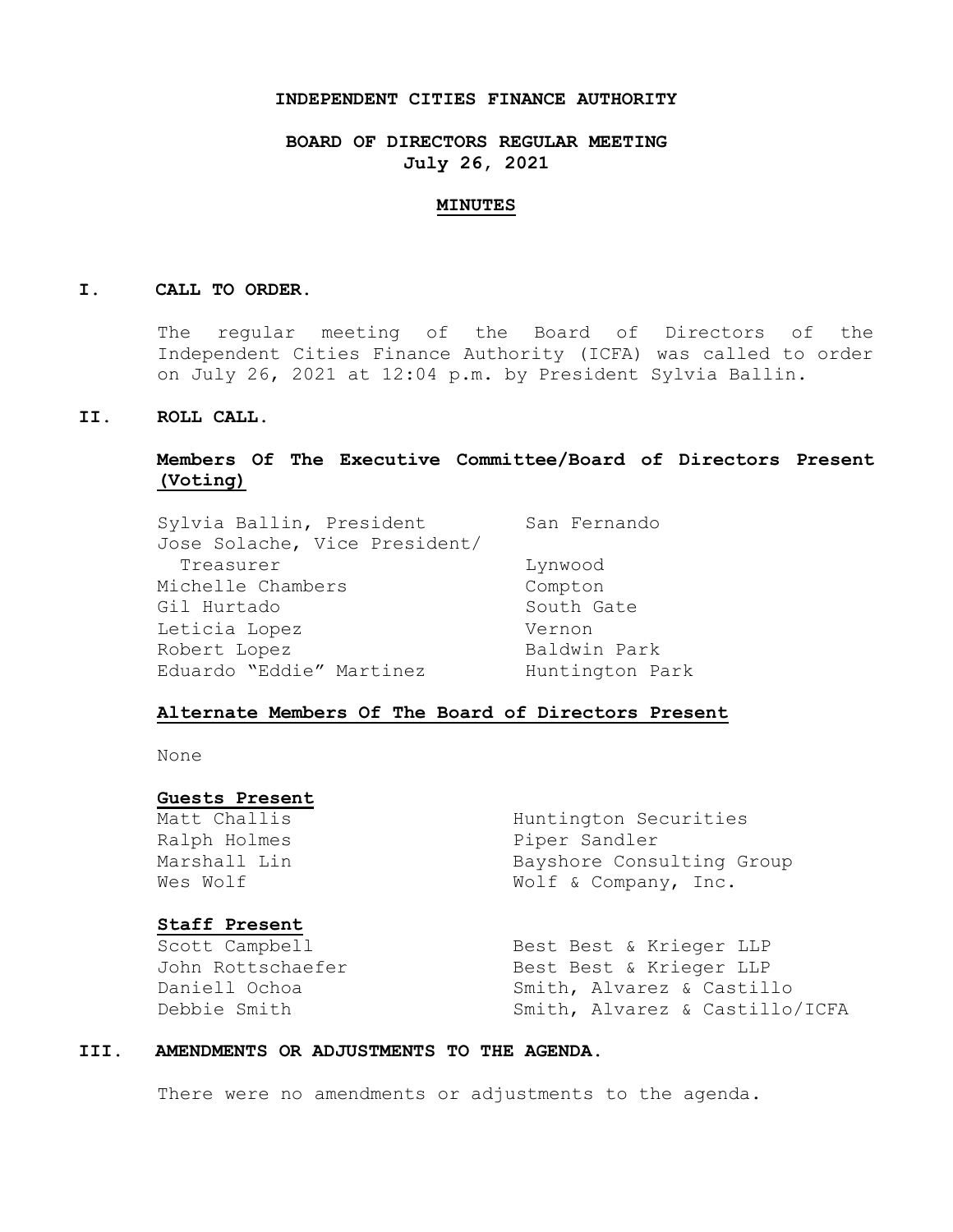# INDEPENDENT CITIES FINANCE AUTHORITY

## BOARD OF DIRECTORS REGULAR MEETING
## July 26, 2021

## MINUTES

### I. CALL TO ORDER.

The regular meeting of the Board of Directors of the Independent Cities Finance Authority (ICFA) was called to order on July 26, 2021 at 12:04 p.m. by President Sylvia Ballin.

### II. ROLL CALL.

**Members Of The Executive Committee/Board of Directors Present (Voting)**

| | |
|---|---|
| Sylvia Ballin, President | San Fernando |
| Jose Solache, Vice President/ Treasurer | Lynwood |
| Michelle Chambers | Compton |
| Gil Hurtado | South Gate |
| Leticia Lopez | Vernon |
| Robert Lopez | Baldwin Park |
| Eduardo "Eddie" Martinez | Huntington Park |

**Alternate Members Of The Board of Directors Present**

None

**Guests Present**

| | |
|---|---|
| Matt Challis | Huntington Securities |
| Ralph Holmes | Piper Sandler |
| Marshall Lin | Bayshore Consulting Group |
| Wes Wolf | Wolf & Company, Inc. |

**Staff Present**

| | |
|---|---|
| Scott Campbell | Best Best & Krieger LLP |
| John Rottschaefer | Best Best & Krieger LLP |
| Daniell Ochoa | Smith, Alvarez & Castillo |
| Debbie Smith | Smith, Alvarez & Castillo/ICFA |

### III. AMENDMENTS OR ADJUSTMENTS TO THE AGENDA.

There were no amendments or adjustments to the agenda.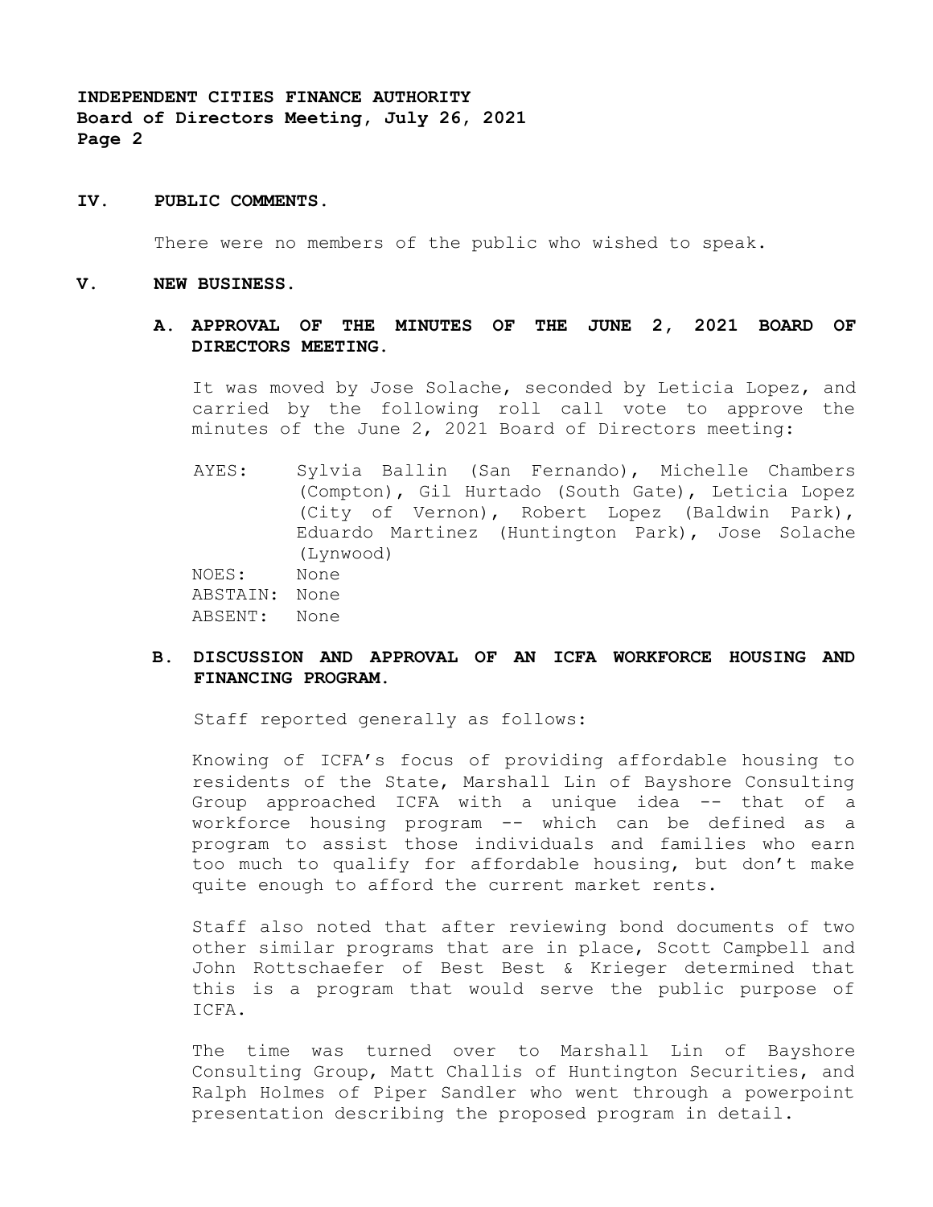## IV. PUBLIC COMMENTS.

There were no members of the public who wished to speak.

## V. NEW BUSINESS.

### A. APPROVAL OF THE MINUTES OF THE JUNE 2, 2021 BOARD OF DIRECTORS MEETING.

It was moved by Jose Solache, seconded by Leticia Lopez, and carried by the following roll call vote to approve the minutes of the June 2, 2021 Board of Directors meeting:

AYES: Sylvia Ballin (San Fernando), Michelle Chambers (Compton), Gil Hurtado (South Gate), Leticia Lopez (City of Vernon), Robert Lopez (Baldwin Park), Eduardo Martinez (Huntington Park), Jose Solache (Lynwood)
NOES: None
ABSTAIN: None
ABSENT: None

### B. DISCUSSION AND APPROVAL OF AN ICFA WORKFORCE HOUSING AND FINANCING PROGRAM.

Staff reported generally as follows:

Knowing of ICFA's focus of providing affordable housing to residents of the State, Marshall Lin of Bayshore Consulting Group approached ICFA with a unique idea -- that of a workforce housing program -- which can be defined as a program to assist those individuals and families who earn too much to qualify for affordable housing, but don't make quite enough to afford the current market rents.

Staff also noted that after reviewing bond documents of two other similar programs that are in place, Scott Campbell and John Rottschaefer of Best Best & Krieger determined that this is a program that would serve the public purpose of ICFA.

The time was turned over to Marshall Lin of Bayshore Consulting Group, Matt Challis of Huntington Securities, and Ralph Holmes of Piper Sandler who went through a powerpoint presentation describing the proposed program in detail.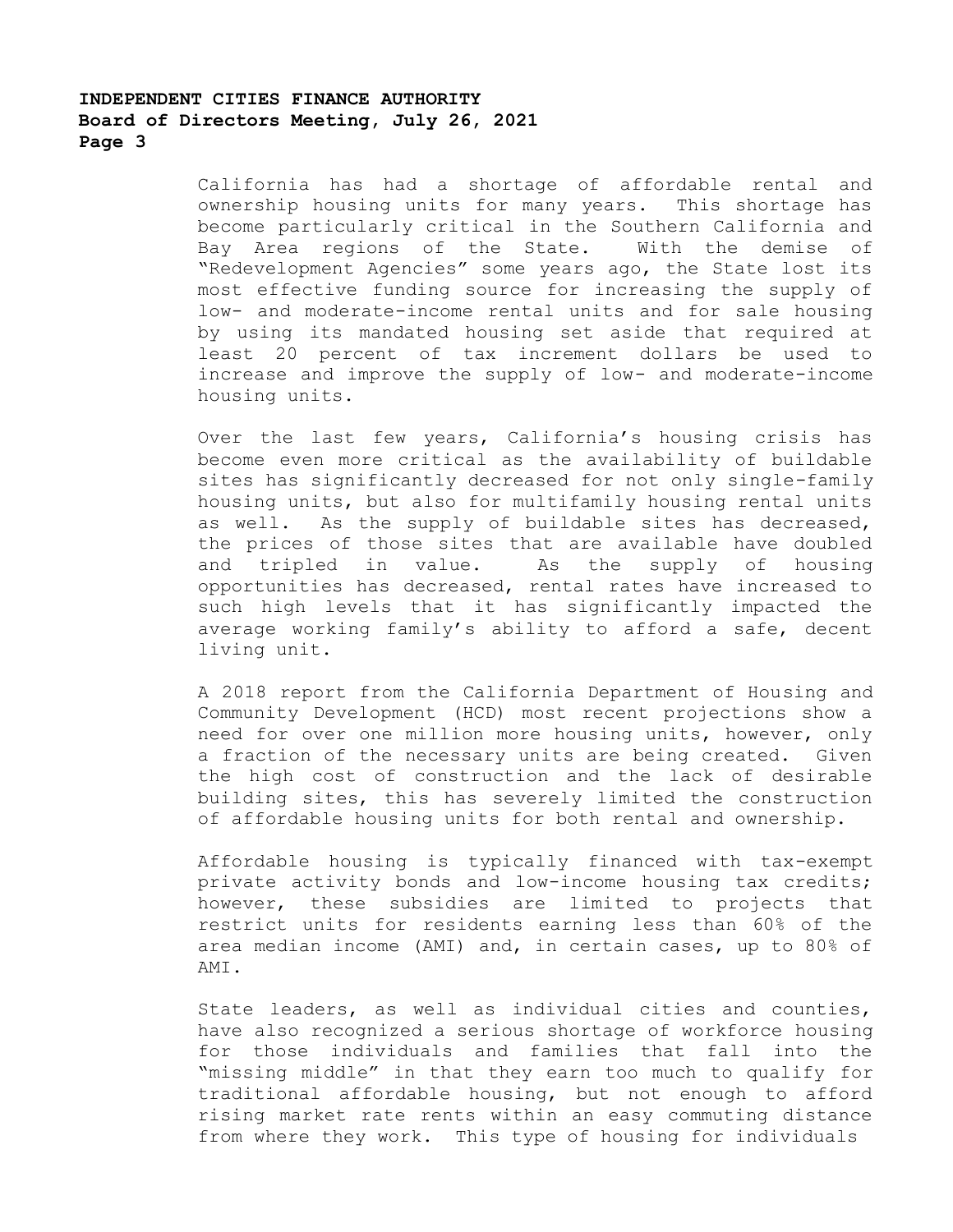California has had a shortage of affordable rental and ownership housing units for many years. This shortage has become particularly critical in the Southern California and Bay Area regions of the State. With the demise of "Redevelopment Agencies" some years ago, the State lost its most effective funding source for increasing the supply of low- and moderate-income rental units and for sale housing by using its mandated housing set aside that required at least 20 percent of tax increment dollars be used to increase and improve the supply of low- and moderate-income housing units.

Over the last few years, California's housing crisis has become even more critical as the availability of buildable sites has significantly decreased for not only single-family housing units, but also for multifamily housing rental units as well. As the supply of buildable sites has decreased, the prices of those sites that are available have doubled and tripled in value. As the supply of housing opportunities has decreased, rental rates have increased to such high levels that it has significantly impacted the average working family's ability to afford a safe, decent living unit.

A 2018 report from the California Department of Housing and Community Development (HCD) most recent projections show a need for over one million more housing units, however, only a fraction of the necessary units are being created. Given the high cost of construction and the lack of desirable building sites, this has severely limited the construction of affordable housing units for both rental and ownership.

Affordable housing is typically financed with tax-exempt private activity bonds and low-income housing tax credits; however, these subsidies are limited to projects that restrict units for residents earning less than 60% of the area median income (AMI) and, in certain cases, up to 80% of AMI.

State leaders, as well as individual cities and counties, have also recognized a serious shortage of workforce housing for those individuals and families that fall into the "missing middle" in that they earn too much to qualify for traditional affordable housing, but not enough to afford rising market rate rents within an easy commuting distance from where they work. This type of housing for individuals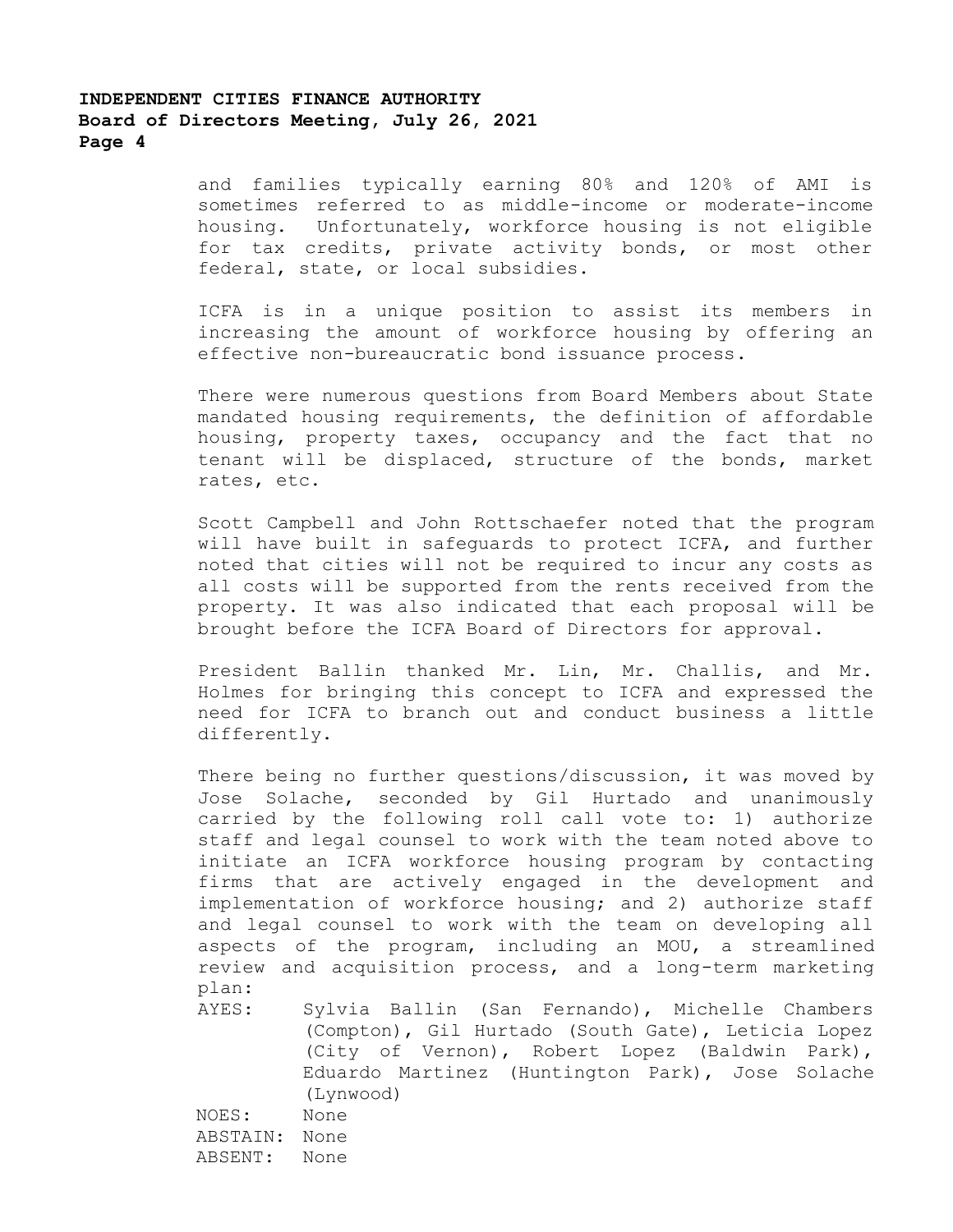and families typically earning 80% and 120% of AMI is sometimes referred to as middle-income or moderate-income housing. Unfortunately, workforce housing is not eligible for tax credits, private activity bonds, or most other federal, state, or local subsidies.

ICFA is in a unique position to assist its members in increasing the amount of workforce housing by offering an effective non-bureaucratic bond issuance process.

There were numerous questions from Board Members about State mandated housing requirements, the definition of affordable housing, property taxes, occupancy and the fact that no tenant will be displaced, structure of the bonds, market rates, etc.

Scott Campbell and John Rottschaefer noted that the program will have built in safeguards to protect ICFA, and further noted that cities will not be required to incur any costs as all costs will be supported from the rents received from the property. It was also indicated that each proposal will be brought before the ICFA Board of Directors for approval.

President Ballin thanked Mr. Lin, Mr. Challis, and Mr. Holmes for bringing this concept to ICFA and expressed the need for ICFA to branch out and conduct business a little differently.

There being no further questions/discussion, it was moved by Jose Solache, seconded by Gil Hurtado and unanimously carried by the following roll call vote to: 1) authorize staff and legal counsel to work with the team noted above to initiate an ICFA workforce housing program by contacting firms that are actively engaged in the development and implementation of workforce housing; and 2) authorize staff and legal counsel to work with the team on developing all aspects of the program, including an MOU, a streamlined review and acquisition process, and a long-term marketing plan:

AYES: Sylvia Ballin (San Fernando), Michelle Chambers (Compton), Gil Hurtado (South Gate), Leticia Lopez (City of Vernon), Robert Lopez (Baldwin Park), Eduardo Martinez (Huntington Park), Jose Solache (Lynwood)

NOES: None

ABSTAIN: None

ABSENT: None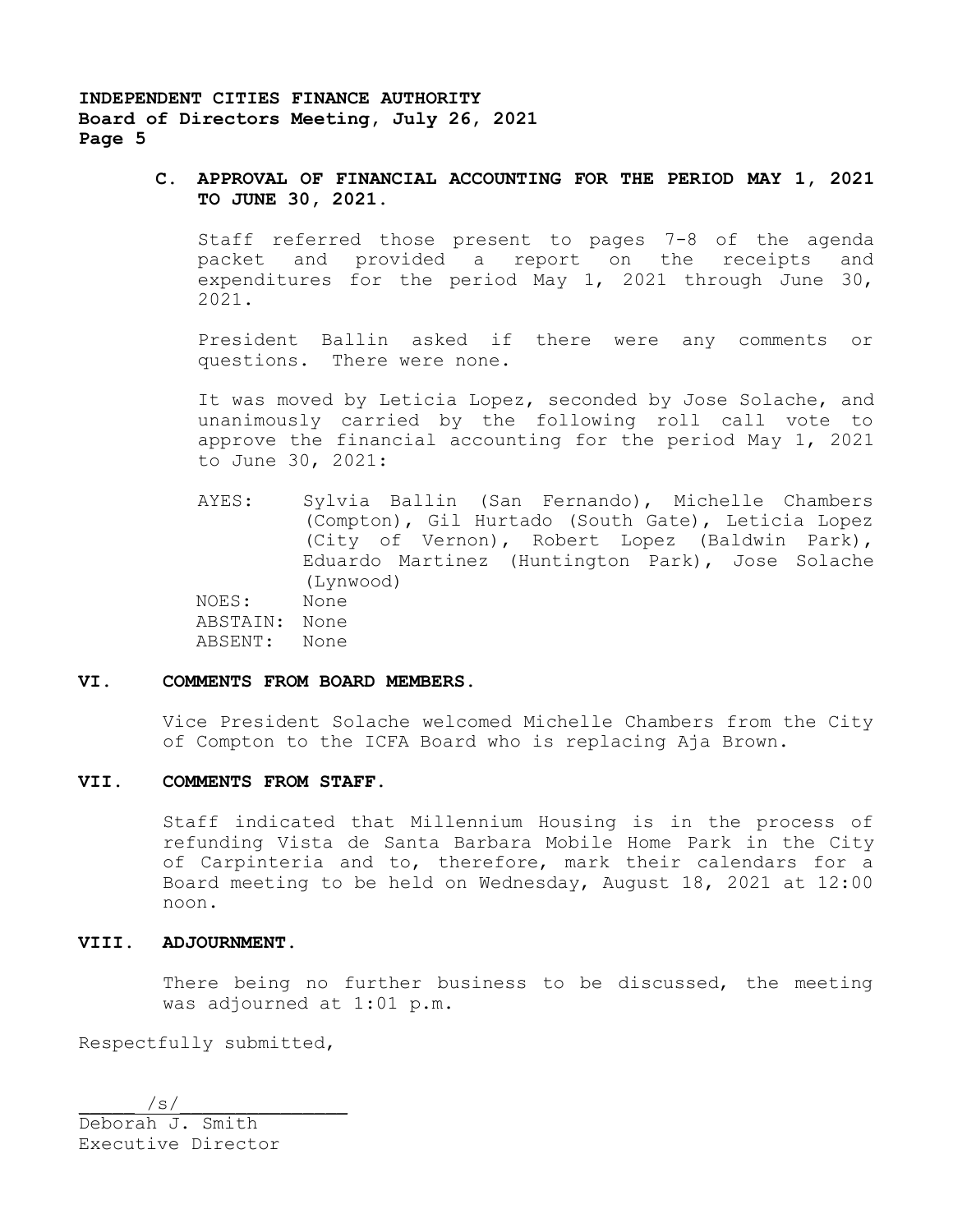**C. APPROVAL OF FINANCIAL ACCOUNTING FOR THE PERIOD MAY 1, 2021 TO JUNE 30, 2021.**

Staff referred those present to pages 7-8 of the agenda packet and provided a report on the receipts and expenditures for the period May 1, 2021 through June 30, 2021.

President Ballin asked if there were any comments or questions. There were none.

It was moved by Leticia Lopez, seconded by Jose Solache, and unanimously carried by the following roll call vote to approve the financial accounting for the period May 1, 2021 to June 30, 2021:

AYES: Sylvia Ballin (San Fernando), Michelle Chambers (Compton), Gil Hurtado (South Gate), Leticia Lopez (City of Vernon), Robert Lopez (Baldwin Park), Eduardo Martinez (Huntington Park), Jose Solache (Lynwood)
NOES: None
ABSTAIN: None
ABSENT: None

## VI. COMMENTS FROM BOARD MEMBERS.

Vice President Solache welcomed Michelle Chambers from the City of Compton to the ICFA Board who is replacing Aja Brown.

## VII. COMMENTS FROM STAFF.

Staff indicated that Millennium Housing is in the process of refunding Vista de Santa Barbara Mobile Home Park in the City of Carpinteria and to, therefore, mark their calendars for a Board meeting to be held on Wednesday, August 18, 2021 at 12:00 noon.

## VIII. ADJOURNMENT.

There being no further business to be discussed, the meeting was adjourned at 1:01 p.m.

Respectfully submitted,

/s/
Deborah J. Smith
Executive Director